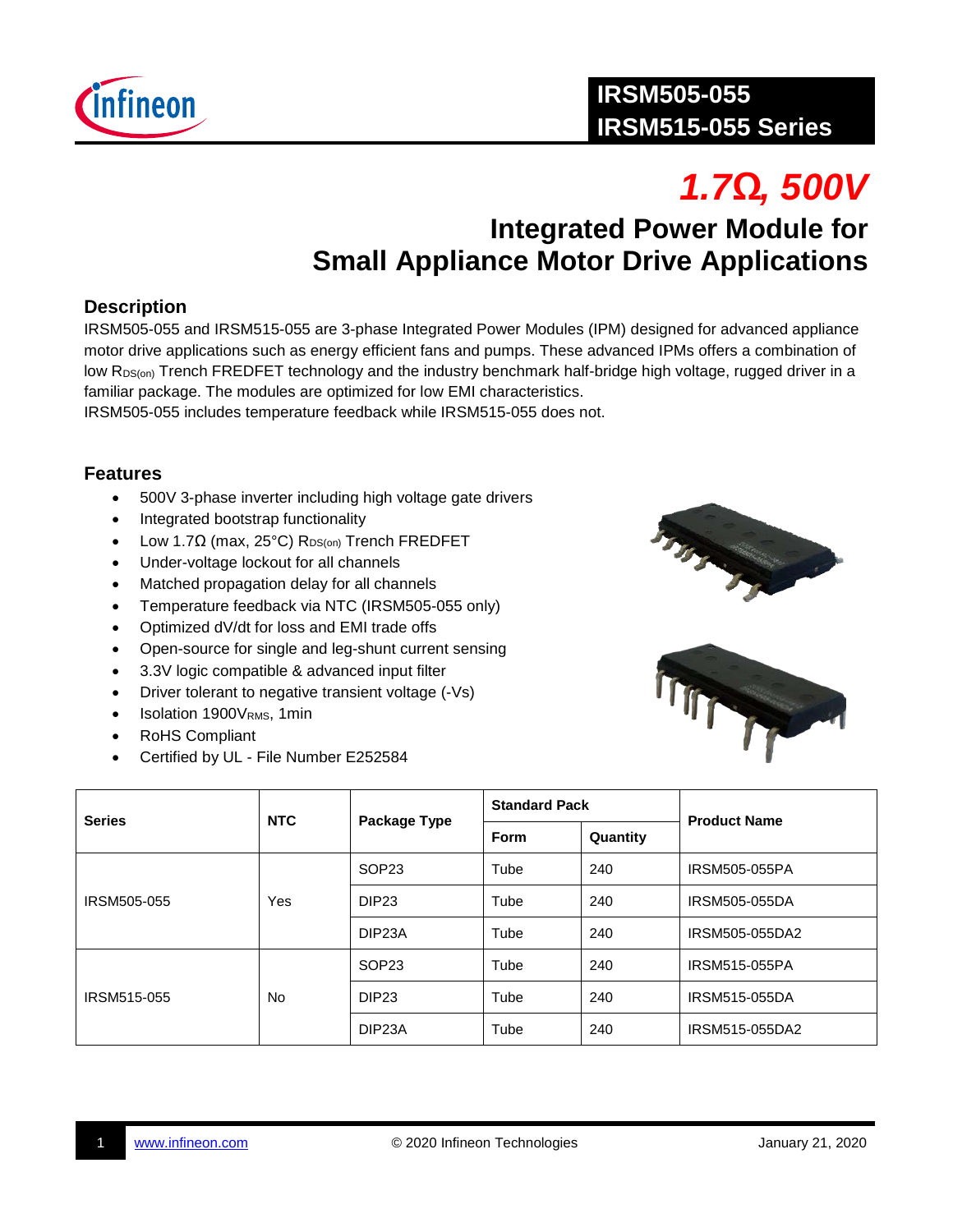# IRSM505-055
# IRSM515-055 Series

## *1.7Ω, 500V*

## Integrated Power Module for Small Appliance Motor Drive Applications

### Description

IRSM505-055 and IRSM515-055 are 3-phase Integrated Power Modules (IPM) designed for advanced appliance motor drive applications such as energy efficient fans and pumps. These advanced IPMs offers a combination of low $R_{DS(on)}$ Trench FREDFET technology and the industry benchmark half-bridge high voltage, rugged driver in a familiar package. The modules are optimized for low EMI characteristics.
IRSM505-055 includes temperature feedback while IRSM515-055 does not.

### Features

- 500V 3-phase inverter including high voltage gate drivers
- Integrated bootstrap functionality
- Low 1.7Ω (max, 25°C) $R_{DS(on)}$ Trench FREDFET
- Under-voltage lockout for all channels
- Matched propagation delay for all channels
- Temperature feedback via NTC (IRSM505-055 only)
- Optimized dV/dt for loss and EMI trade offs
- Open-source for single and leg-shunt current sensing
- 3.3V logic compatible & advanced input filter
- Driver tolerant to negative transient voltage (-Vs)
- Isolation 1900$V_{RMS}$, 1min
- RoHS Compliant
- Certified by UL - File Number E252584

| Series | NTC | Package Type | Standard Pack | | Product Name |
|---|---|---|---|---|---|
| | | | Form | Quantity | |
| IRSM505-055 | Yes | SOP23 | Tube | 240 | IRSM505-055PA |
| | | DIP23 | Tube | 240 | IRSM505-055DA |
| | | DIP23A | Tube | 240 | IRSM505-055DA2 |
| IRSM515-055 | No | SOP23 | Tube | 240 | IRSM515-055PA |
| | | DIP23 | Tube | 240 | IRSM515-055DA |
| | | DIP23A | Tube | 240 | IRSM515-055DA2 |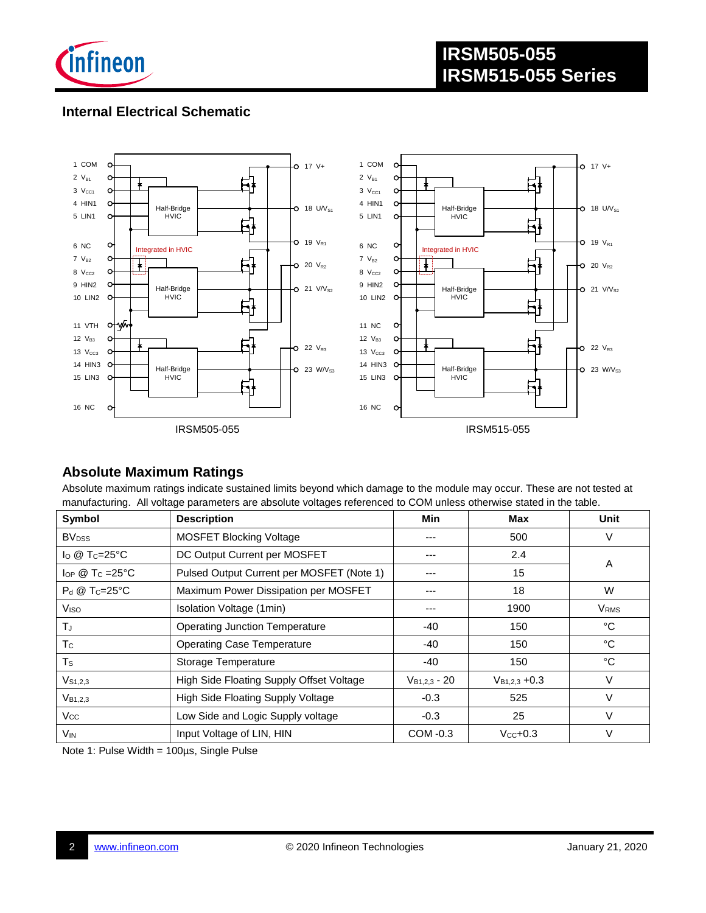## Internal Electrical Schematic

IRSM505-055

IRSM515-055

## Absolute Maximum Ratings

Absolute maximum ratings indicate sustained limits beyond which damage to the module may occur. These are not tested at manufacturing. All voltage parameters are absolute voltages referenced to COM unless otherwise stated in the table.

| Symbol | Description | Min | Max | Unit |
|---|---|---|---|---|
| $BV_{DSS}$ | MOSFET Blocking Voltage | --- | 500 | V |
| $I_O$ @ $T_C$=25°C | DC Output Current per MOSFET | --- | 2.4 | A |
| $I_{OP}$ @ $T_C$ =25°C | Pulsed Output Current per MOSFET (Note 1) | --- | 15 | A |
| $P_d$ @ $T_C$=25°C | Maximum Power Dissipation per MOSFET | --- | 18 | W |
| $V_{ISO}$ | Isolation Voltage (1min) | --- | 1900 | $V_{RMS}$ |
| $T_J$ | Operating Junction Temperature | -40 | 150 | °C |
| $T_C$ | Operating Case Temperature | -40 | 150 | °C |
| $T_S$ | Storage Temperature | -40 | 150 | °C |
| $V_{S1,2,3}$ | High Side Floating Supply Offset Voltage | $V_{B1,2,3}$ - 20 | $V_{B1,2,3}$ +0.3 | V |
| $V_{B1,2,3}$ | High Side Floating Supply Voltage | -0.3 | 525 | V |
| $V_{CC}$ | Low Side and Logic Supply voltage | -0.3 | 25 | V |
| $V_{IN}$ | Input Voltage of LIN, HIN | COM -0.3 | $V_{CC}$+0.3 | V |

Note 1: Pulse Width = 100µs, Single Pulse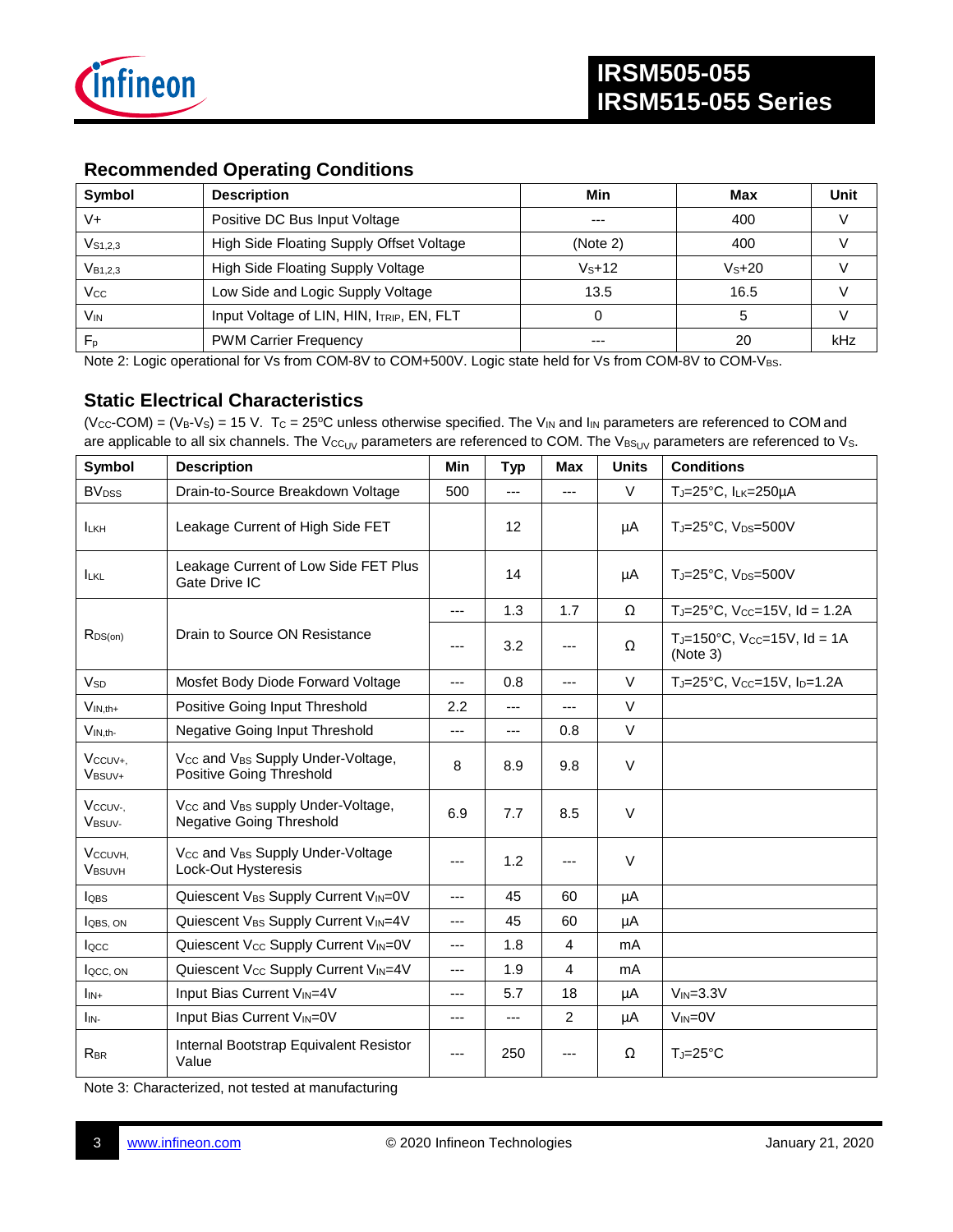## Recommended Operating Conditions

| Symbol | Description | Min | Max | Unit |
|---|---|---|---|---|
| V+ | Positive DC Bus Input Voltage | --- | 400 | V |
| $V_{S1,2,3}$ | High Side Floating Supply Offset Voltage | (Note 2) | 400 | V |
| $V_{B1,2,3}$ | High Side Floating Supply Voltage | $V_S$+12 | $V_S$+20 | V |
| $V_{CC}$ | Low Side and Logic Supply Voltage | 13.5 | 16.5 | V |
| $V_{IN}$ | Input Voltage of LIN, HIN, $I_{TRIP}$, EN, FLT | 0 | 5 | V |
| $F_p$ | PWM Carrier Frequency | --- | 20 | kHz |

Note 2: Logic operational for Vs from COM-8V to COM+500V. Logic state held for Vs from COM-8V to COM-$V_{BS}$.

## Static Electrical Characteristics

($V_{CC}$-COM) = ($V_B$-$V_S$) = 15 V. $T_C$ = 25ºC unless otherwise specified. The $V_{IN}$ and $I_{IN}$ parameters are referenced to COM and are applicable to all six channels. The $V_{CC_{UV}}$ parameters are referenced to COM. The $V_{BS_{UV}}$ parameters are referenced to $V_S$.

| Symbol | Description | Min | Typ | Max | Units | Conditions |
|---|---|---|---|---|---|---|
| $BV_{DSS}$ | Drain-to-Source Breakdown Voltage | 500 | --- | --- | V | $T_J$=25°C, $I_{LK}$=250µA |
| $I_{LKH}$ | Leakage Current of High Side FET | | 12 | | µA | $T_J$=25°C, $V_{DS}$=500V |
| $I_{LKL}$ | Leakage Current of Low Side FET Plus Gate Drive IC | | 14 | | µA | $T_J$=25°C, $V_{DS}$=500V |
| $R_{DS(on)}$ | Drain to Source ON Resistance | --- | 1.3 | 1.7 | Ω | $T_J$=25°C, $V_{CC}$=15V, Id = 1.2A |
| | | --- | 3.2 | --- | Ω | $T_J$=150°C, $V_{CC}$=15V, Id = 1A (Note 3) |
| $V_{SD}$ | Mosfet Body Diode Forward Voltage | --- | 0.8 | --- | V | $T_J$=25°C, $V_{CC}$=15V, $I_D$=1.2A |
| $V_{IN,th+}$ | Positive Going Input Threshold | 2.2 | --- | --- | V | |
| $V_{IN,th-}$ | Negative Going Input Threshold | --- | --- | 0.8 | V | |
| $V_{CCUV+}$, $V_{BSUV+}$ | $V_{CC}$ and $V_{BS}$ Supply Under-Voltage, Positive Going Threshold | 8 | 8.9 | 9.8 | V | |
| $V_{CCUV-}$, $V_{BSUV-}$ | $V_{CC}$ and $V_{BS}$ supply Under-Voltage, Negative Going Threshold | 6.9 | 7.7 | 8.5 | V | |
| $V_{CCUVH}$, $V_{BSUVH}$ | $V_{CC}$ and $V_{BS}$ Supply Under-Voltage Lock-Out Hysteresis | --- | 1.2 | --- | V | |
| $I_{QBS}$ | Quiescent $V_{BS}$ Supply Current $V_{IN}$=0V | --- | 45 | 60 | µA | |
| $I_{QBS,\ ON}$ | Quiescent $V_{BS}$ Supply Current $V_{IN}$=4V | --- | 45 | 60 | µA | |
| $I_{QCC}$ | Quiescent $V_{CC}$ Supply Current $V_{IN}$=0V | --- | 1.8 | 4 | mA | |
| $I_{QCC,\ ON}$ | Quiescent $V_{CC}$ Supply Current $V_{IN}$=4V | --- | 1.9 | 4 | mA | |
| $I_{IN+}$ | Input Bias Current $V_{IN}$=4V | --- | 5.7 | 18 | µA | $V_{IN}$=3.3V |
| $I_{IN-}$ | Input Bias Current $V_{IN}$=0V | --- | --- | 2 | µA | $V_{IN}$=0V |
| $R_{BR}$ | Internal Bootstrap Equivalent Resistor Value | --- | 250 | --- | Ω | $T_J$=25°C |

Note 3: Characterized, not tested at manufacturing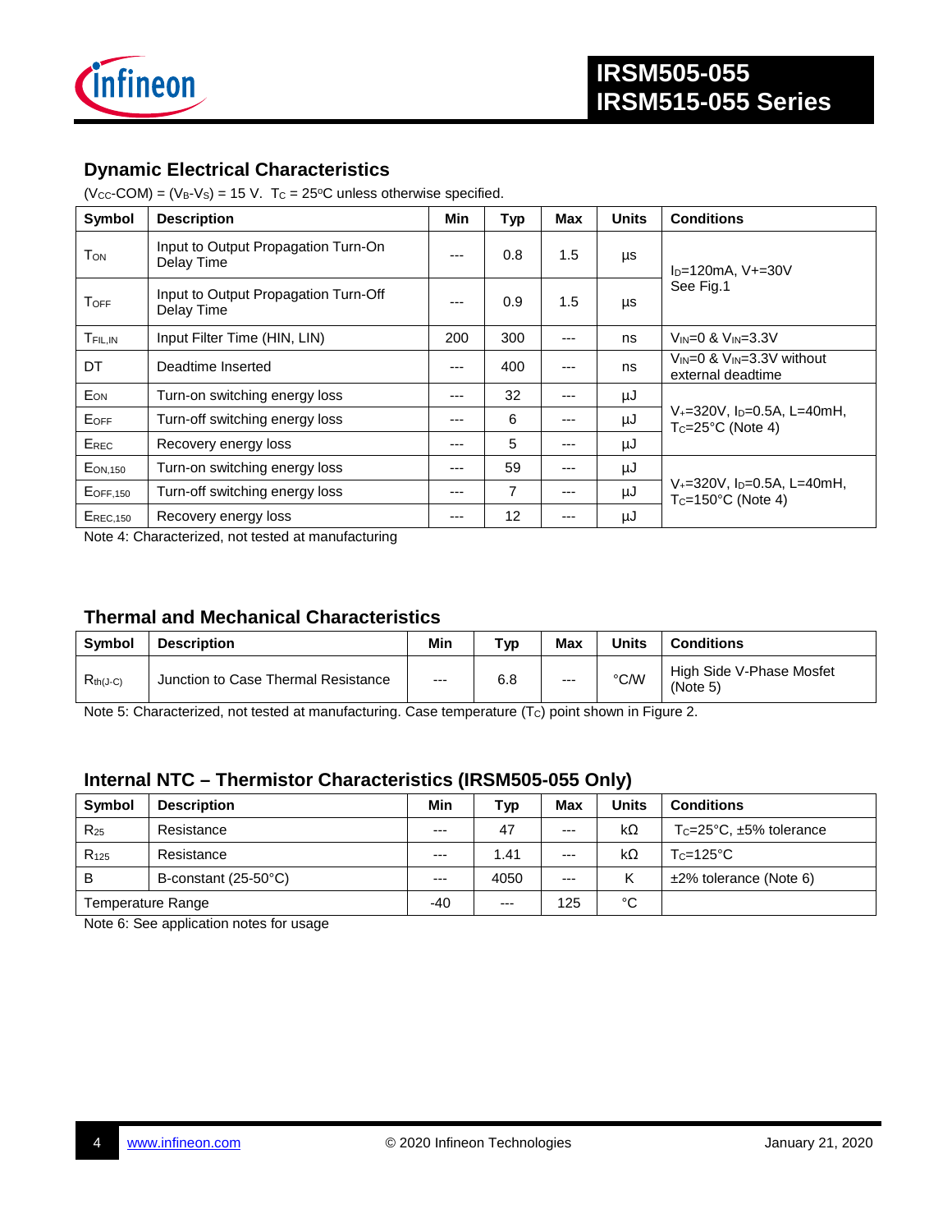## Dynamic Electrical Characteristics

$(V_{CC}\text{-COM}) = (V_B\text{-}V_S) = 15$ V. $T_C = 25$ºC unless otherwise specified.

| Symbol | Description | Min | Typ | Max | Units | Conditions |
|---|---|---|---|---|---|---|
| $T_{ON}$ | Input to Output Propagation Turn-On Delay Time | --- | 0.8 | 1.5 | µs | $I_D$=120mA, V+=30V See Fig.1 |
| $T_{OFF}$ | Input to Output Propagation Turn-Off Delay Time | --- | 0.9 | 1.5 | µs | |
| $T_{FIL,IN}$ | Input Filter Time (HIN, LIN) | 200 | 300 | --- | ns | $V_{IN}$=0 & $V_{IN}$=3.3V |
| DT | Deadtime Inserted | --- | 400 | --- | ns | $V_{IN}$=0 & $V_{IN}$=3.3V without external deadtime |
| $E_{ON}$ | Turn-on switching energy loss | --- | 32 | --- | µJ | $V_+$=320V, $I_D$=0.5A, L=40mH, $T_C$=25°C (Note 4) |
| $E_{OFF}$ | Turn-off switching energy loss | --- | 6 | --- | µJ | |
| $E_{REC}$ | Recovery energy loss | --- | 5 | --- | µJ | |
| $E_{ON,150}$ | Turn-on switching energy loss | --- | 59 | --- | µJ | $V_+$=320V, $I_D$=0.5A, L=40mH, $T_C$=150°C (Note 4) |
| $E_{OFF,150}$ | Turn-off switching energy loss | --- | 7 | --- | µJ | |
| $E_{REC,150}$ | Recovery energy loss | --- | 12 | --- | µJ | |

Note 4: Characterized, not tested at manufacturing

## Thermal and Mechanical Characteristics

| Symbol | Description | Min | Typ | Max | Units | Conditions |
|---|---|---|---|---|---|---|
| $R_{th(J-C)}$ | Junction to Case Thermal Resistance | --- | 6.8 | --- | °C/W | High Side V-Phase Mosfet (Note 5) |

Note 5: Characterized, not tested at manufacturing. Case temperature ($T_C$) point shown in Figure 2.

## Internal NTC – Thermistor Characteristics (IRSM505-055 Only)

| Symbol | Description | Min | Typ | Max | Units | Conditions |
|---|---|---|---|---|---|---|
| $R_{25}$ | Resistance | --- | 47 | --- | kΩ | $T_C$=25°C, ±5% tolerance |
| $R_{125}$ | Resistance | --- | 1.41 | --- | kΩ | $T_C$=125°C |
| B | B-constant (25-50°C) | --- | 4050 | --- | K | ±2% tolerance (Note 6) |
| Temperature Range | | -40 | --- | 125 | °C | |

Note 6: See application notes for usage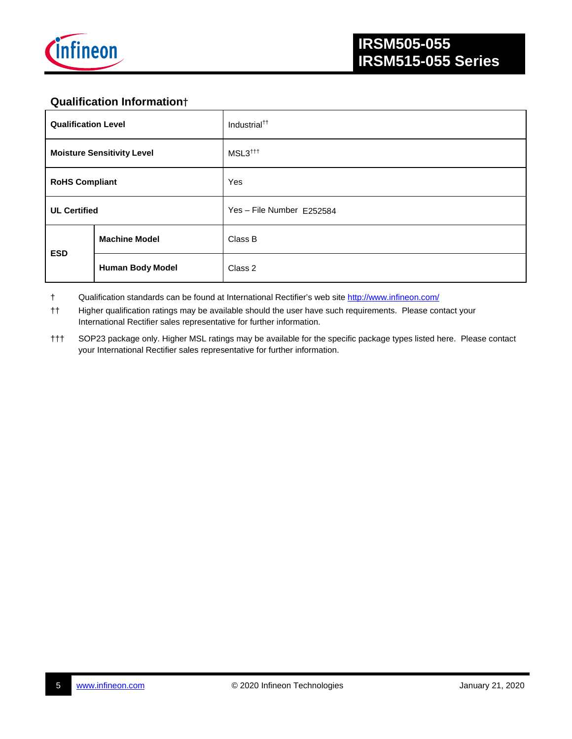## Qualification Information†

| Qualification Level | | Industrial†† |
|---|---|---|
| Moisture Sensitivity Level | | MSL3††† |
| RoHS Compliant | | Yes |
| UL Certified | | Yes – File Number E252584 |
| ESD | Machine Model | Class B |
| | Human Body Model | Class 2 |

† Qualification standards can be found at International Rectifier's web site http://www.infineon.com/

†† Higher qualification ratings may be available should the user have such requirements. Please contact your International Rectifier sales representative for further information.

††† SOP23 package only. Higher MSL ratings may be available for the specific package types listed here. Please contact your International Rectifier sales representative for further information.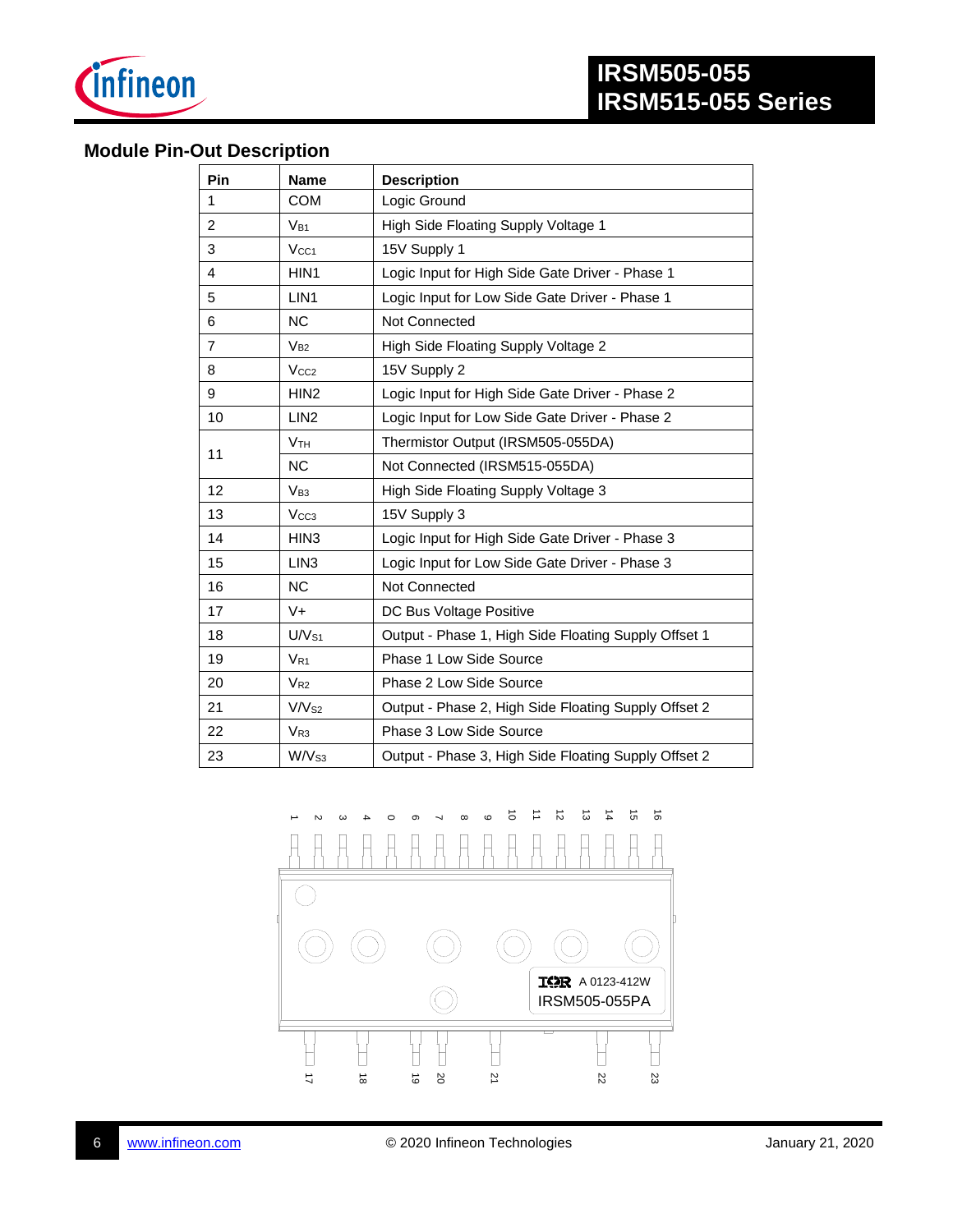## Module Pin-Out Description

| Pin | Name | Description |
|---|---|---|
| 1 | COM | Logic Ground |
| 2 | $V_{B1}$ | High Side Floating Supply Voltage 1 |
| 3 | $V_{CC1}$ | 15V Supply 1 |
| 4 | HIN1 | Logic Input for High Side Gate Driver - Phase 1 |
| 5 | LIN1 | Logic Input for Low Side Gate Driver - Phase 1 |
| 6 | NC | Not Connected |
| 7 | $V_{B2}$ | High Side Floating Supply Voltage 2 |
| 8 | $V_{CC2}$ | 15V Supply 2 |
| 9 | HIN2 | Logic Input for High Side Gate Driver - Phase 2 |
| 10 | LIN2 | Logic Input for Low Side Gate Driver - Phase 2 |
| 11 | $V_{TH}$ | Thermistor Output (IRSM505-055DA) |
| | NC | Not Connected (IRSM515-055DA) |
| 12 | $V_{B3}$ | High Side Floating Supply Voltage 3 |
| 13 | $V_{CC3}$ | 15V Supply 3 |
| 14 | HIN3 | Logic Input for High Side Gate Driver - Phase 3 |
| 15 | LIN3 | Logic Input for Low Side Gate Driver - Phase 3 |
| 16 | NC | Not Connected |
| 17 | V+ | DC Bus Voltage Positive |
| 18 | U/$V_{S1}$ | Output - Phase 1, High Side Floating Supply Offset 1 |
| 19 | $V_{R1}$ | Phase 1 Low Side Source |
| 20 | $V_{R2}$ | Phase 2 Low Side Source |
| 21 | V/$V_{S2}$ | Output - Phase 2, High Side Floating Supply Offset 2 |
| 22 | $V_{R3}$ | Phase 3 Low Side Source |
| 23 | W/$V_{S3}$ | Output - Phase 3, High Side Floating Supply Offset 2 |

1 2 3 4 0 6 7 8 9 10 11 12 13 14 15 16

IOR A 0123-412W
IRSM505-055PA

17 18 19 20 21 22 23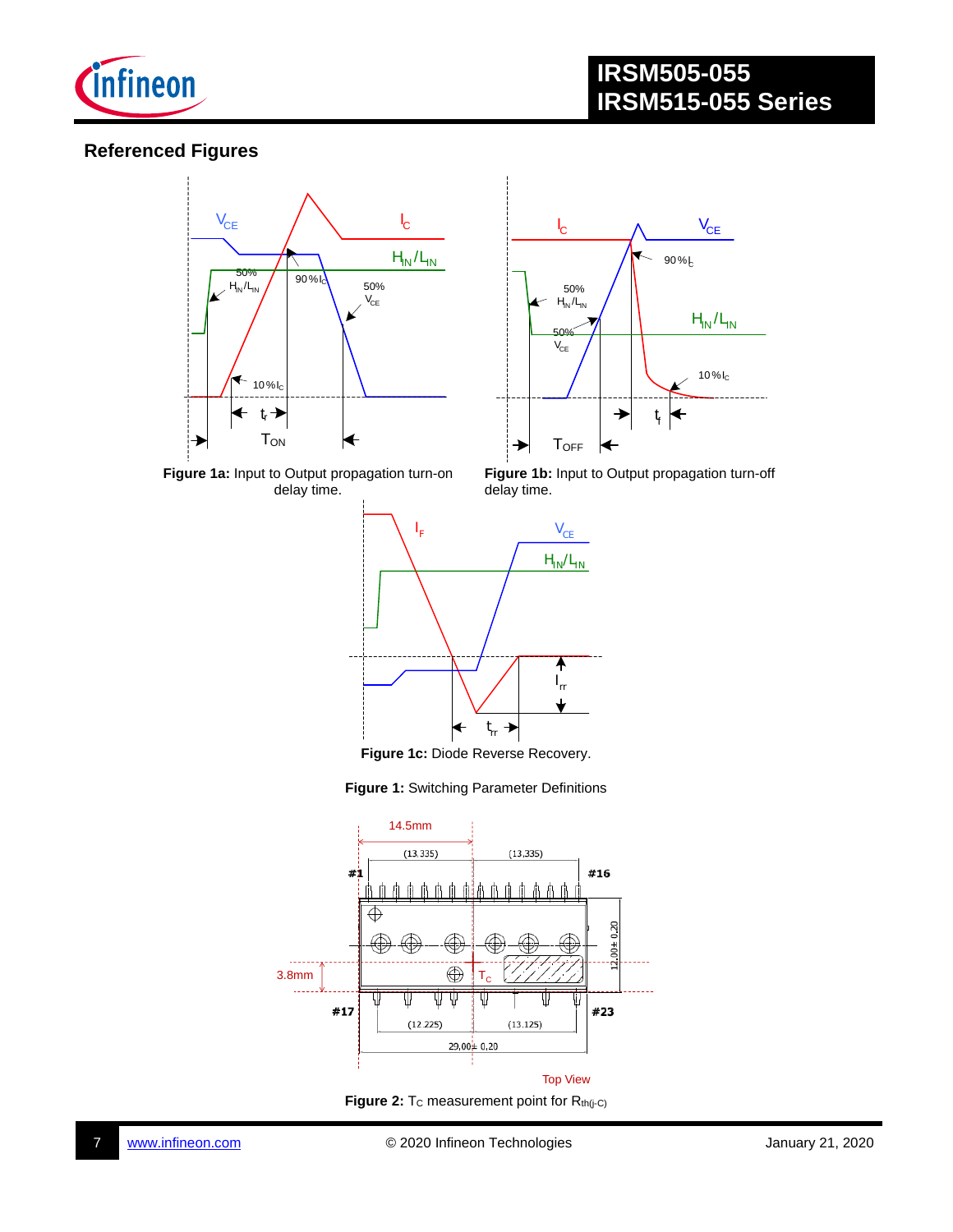## Referenced Figures

**Figure 1a:** Input to Output propagation turn-on delay time.

**Figure 1b:** Input to Output propagation turn-off delay time.

**Figure 1c:** Diode Reverse Recovery.

**Figure 1:** Switching Parameter Definitions

**Figure 2:** $T_C$ measurement point for $R_{th(j-C)}$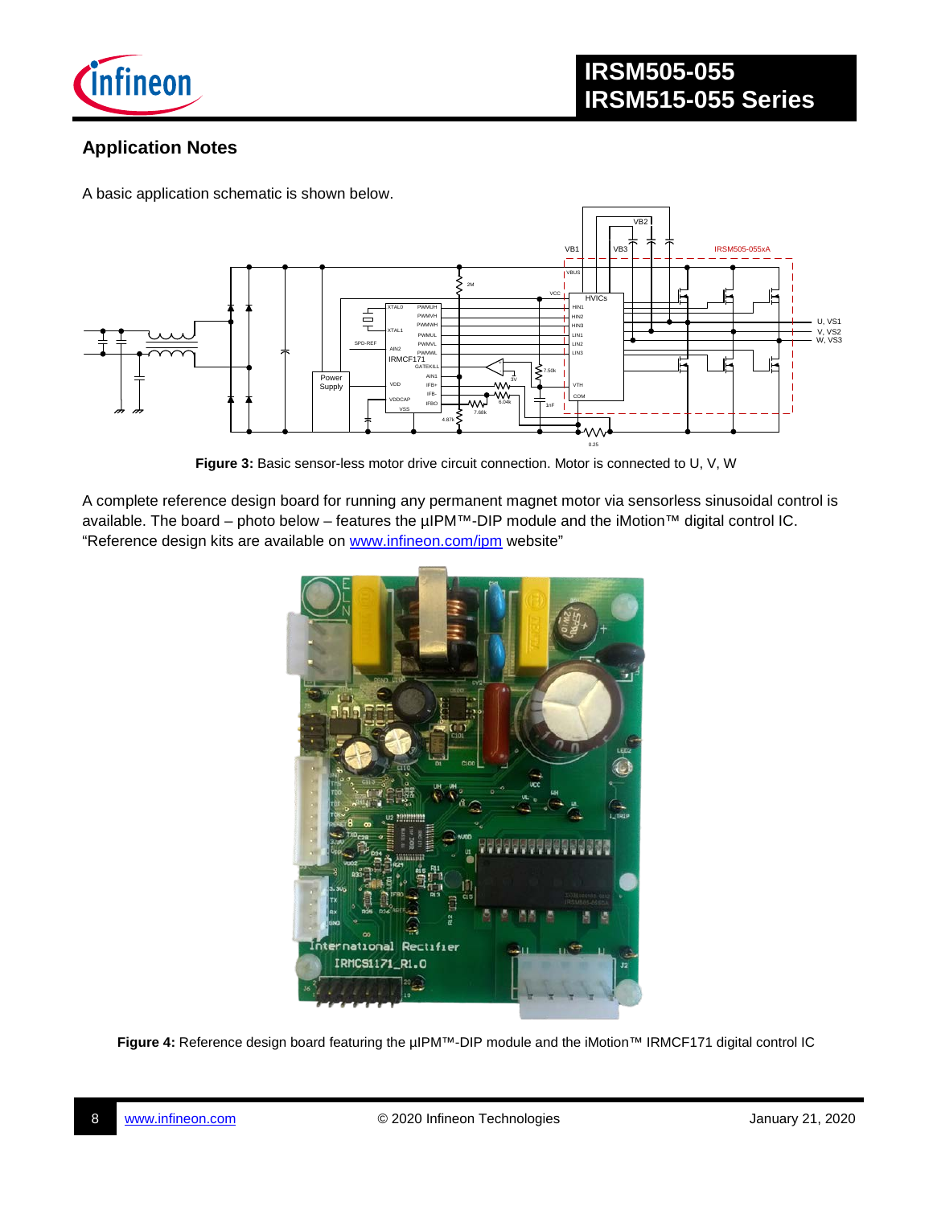## Application Notes

A basic application schematic is shown below.

**Figure 3:** Basic sensor-less motor drive circuit connection. Motor is connected to U, V, W

A complete reference design board for running any permanent magnet motor via sensorless sinusoidal control is available. The board – photo below – features the µIPM™-DIP module and the iMotion™ digital control IC. "Reference design kits are available on www.infineon.com/ipm website"

**Figure 4:** Reference design board featuring the µIPM™-DIP module and the iMotion™ IRMCF171 digital control IC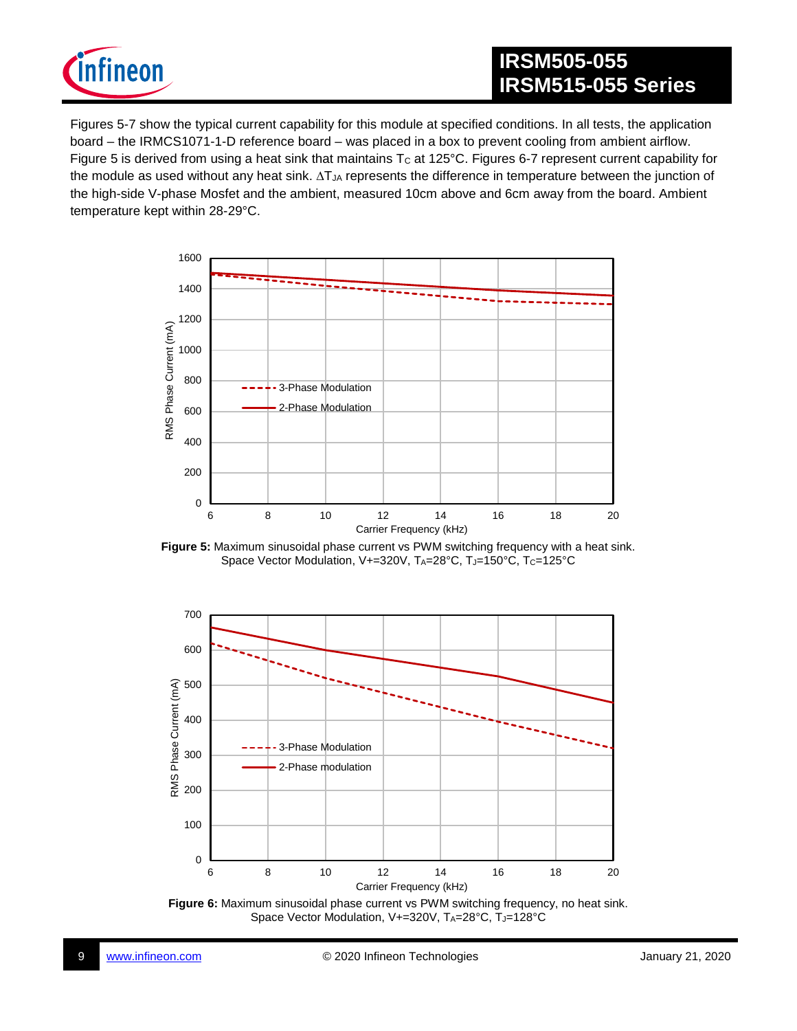Figures 5-7 show the typical current capability for this module at specified conditions. In all tests, the application board – the IRMCS1071-1-D reference board – was placed in a box to prevent cooling from ambient airflow. Figure 5 is derived from using a heat sink that maintains $T_C$ at 125°C. Figures 6-7 represent current capability for the module as used without any heat sink. $\Delta T_{JA}$ represents the difference in temperature between the junction of the high-side V-phase Mosfet and the ambient, measured 10cm above and 6cm away from the board. Ambient temperature kept within 28-29°C.

**Figure 5:** Maximum sinusoidal phase current vs PWM switching frequency with a heat sink. Space Vector Modulation, V+=320V, $T_A$=28°C, $T_J$=150°C, $T_C$=125°C

**Figure 6:** Maximum sinusoidal phase current vs PWM switching frequency, no heat sink. Space Vector Modulation, V+=320V, $T_A$=28°C, $T_J$=128°C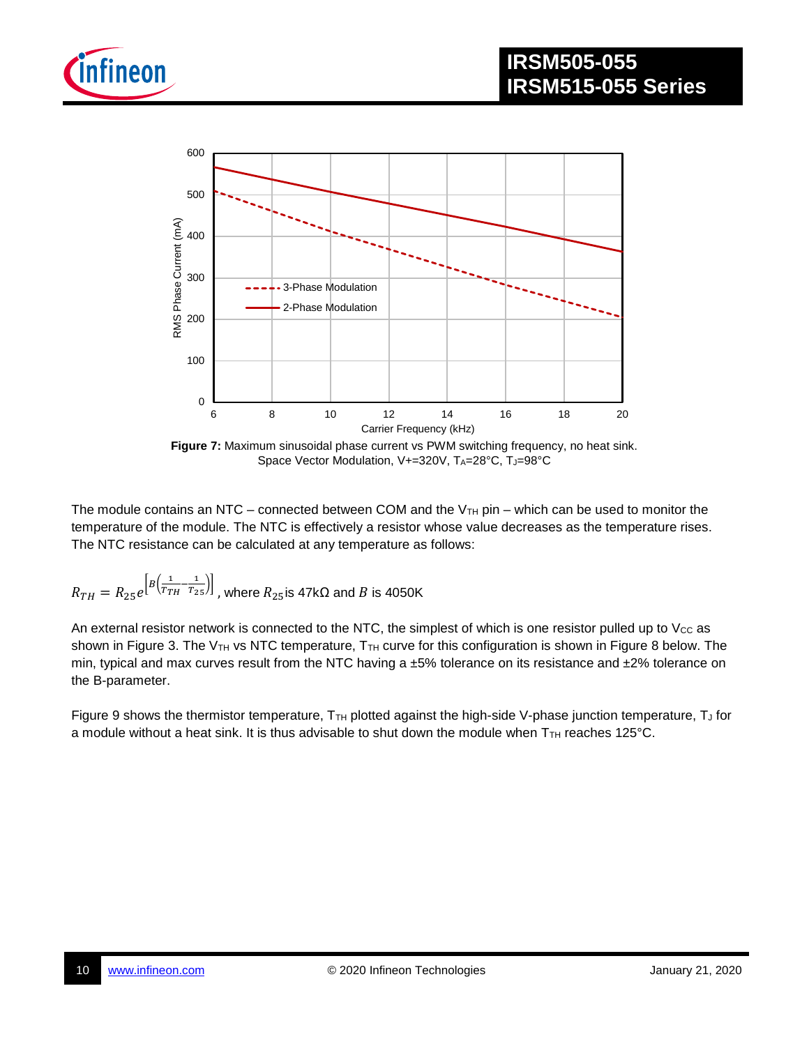**Figure 7:** Maximum sinusoidal phase current vs PWM switching frequency, no heat sink. Space Vector Modulation, V+=320V, $T_A$=28°C, $T_J$=98°C

The module contains an NTC – connected between COM and the $V_{TH}$ pin – which can be used to monitor the temperature of the module. The NTC is effectively a resistor whose value decreases as the temperature rises. The NTC resistance can be calculated at any temperature as follows:

$R_{TH} = R_{25} e^{\left[B\left(\frac{1}{T_{TH}} - \frac{1}{T_{25}}\right)\right]}$, where $R_{25}$ is 47kΩ and $B$ is 4050K

An external resistor network is connected to the NTC, the simplest of which is one resistor pulled up to $V_{CC}$ as shown in Figure 3. The $V_{TH}$ vs NTC temperature, $T_{TH}$ curve for this configuration is shown in Figure 8 below. The min, typical and max curves result from the NTC having a ±5% tolerance on its resistance and ±2% tolerance on the B-parameter.

Figure 9 shows the thermistor temperature, $T_{TH}$ plotted against the high-side V-phase junction temperature, $T_J$ for a module without a heat sink. It is thus advisable to shut down the module when $T_{TH}$ reaches 125°C.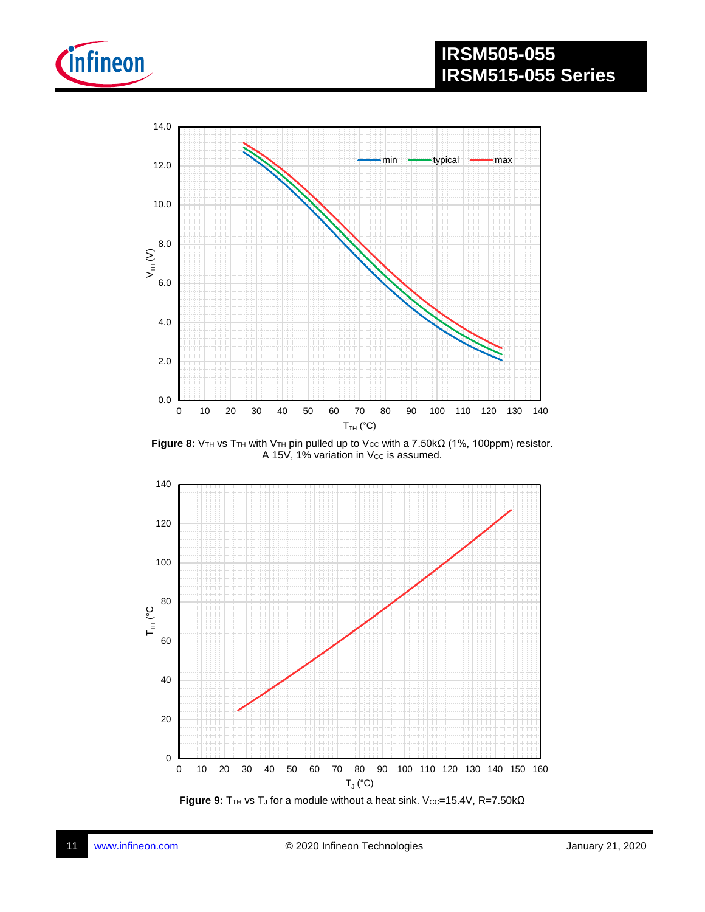**Figure 8:** $V_{TH}$ vs $T_{TH}$ with $V_{TH}$ pin pulled up to $V_{CC}$ with a 7.50kΩ (1%, 100ppm) resistor. A 15V, 1% variation in $V_{CC}$ is assumed.

**Figure 9:** $T_{TH}$ vs $T_J$ for a module without a heat sink. $V_{CC}$=15.4V, R=7.50kΩ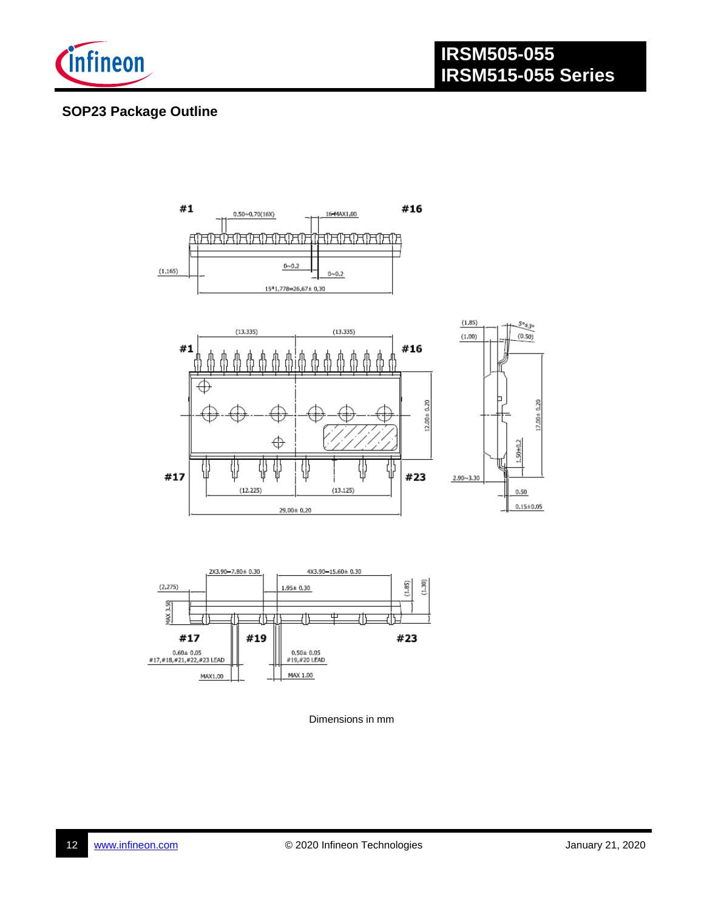## SOP23 Package Outline

Dimensions in mm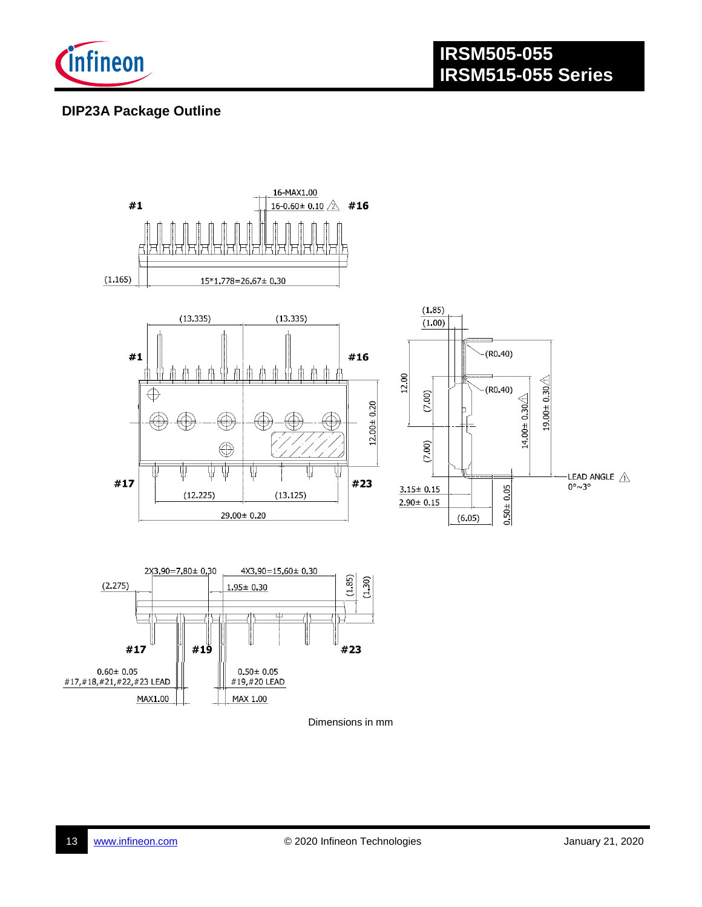## DIP23A Package Outline

Dimensions in mm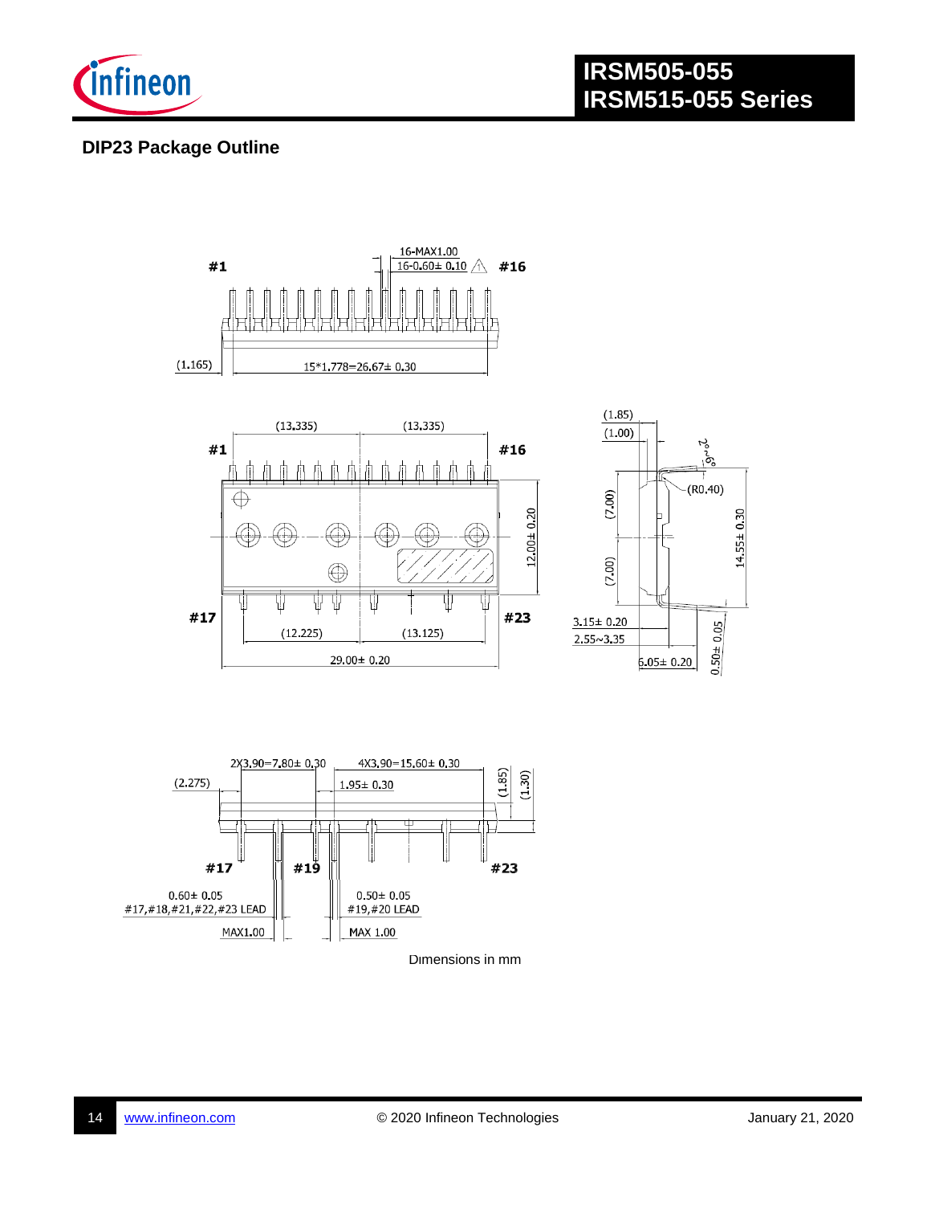## DIP23 Package Outline

Dimensions in mm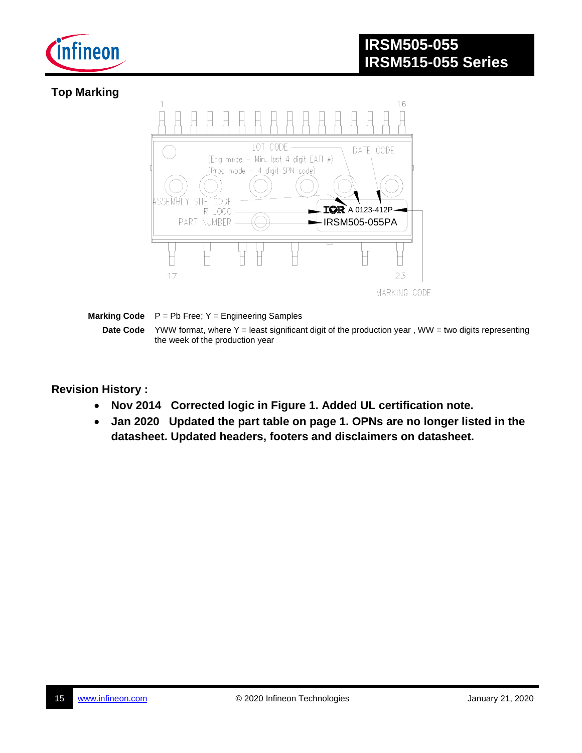## Top Marking

**Marking Code** P = Pb Free; Y = Engineering Samples

**Date Code** YWW format, where Y = least significant digit of the production year , WW = two digits representing the week of the production year

## Revision History :

- **Nov 2014 Corrected logic in Figure 1. Added UL certification note.**
- **Jan 2020 Updated the part table on page 1. OPNs are no longer listed in the datasheet. Updated headers, footers and disclaimers on datasheet.**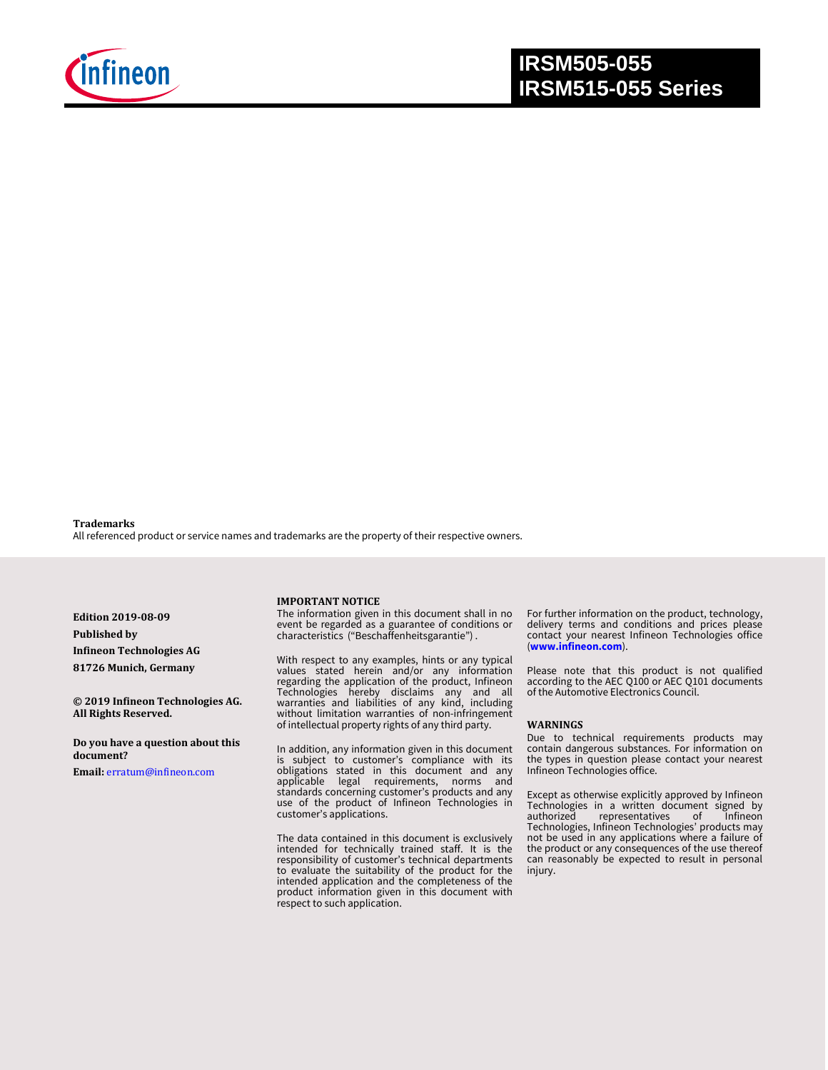**Trademarks**

All referenced product or service names and trademarks are the property of their respective owners.

**Edition 2019-08-09**
**Published by**
**Infineon Technologies AG**
**81726 Munich, Germany**

**© 2019 Infineon Technologies AG.**
**All Rights Reserved.**

**Do you have a question about this document?**

**Email:** erratum@infineon.com

**IMPORTANT NOTICE**

The information given in this document shall in no event be regarded as a guarantee of conditions or characteristics ("Beschaffenheitsgarantie").

With respect to any examples, hints or any typical values stated herein and/or any information regarding the application of the product, Infineon Technologies hereby disclaims any and all warranties and liabilities of any kind, including without limitation warranties of non-infringement of intellectual property rights of any third party.

In addition, any information given in this document is subject to customer's compliance with its obligations stated in this document and any applicable legal requirements, norms and standards concerning customer's products and any use of the product of Infineon Technologies in customer's applications.

The data contained in this document is exclusively intended for technically trained staff. It is the responsibility of customer's technical departments to evaluate the suitability of the product for the intended application and the completeness of the product information given in this document with respect to such application.

For further information on the product, technology, delivery terms and conditions and prices please contact your nearest Infineon Technologies office (**www.infineon.com**).

Please note that this product is not qualified according to the AEC Q100 or AEC Q101 documents of the Automotive Electronics Council.

**WARNINGS**

Due to technical requirements products may contain dangerous substances. For information on the types in question please contact your nearest Infineon Technologies office.

Except as otherwise explicitly approved by Infineon Technologies in a written document signed by authorized representatives of Infineon Technologies, Infineon Technologies' products may not be used in any applications where a failure of the product or any consequences of the use thereof can reasonably be expected to result in personal injury.